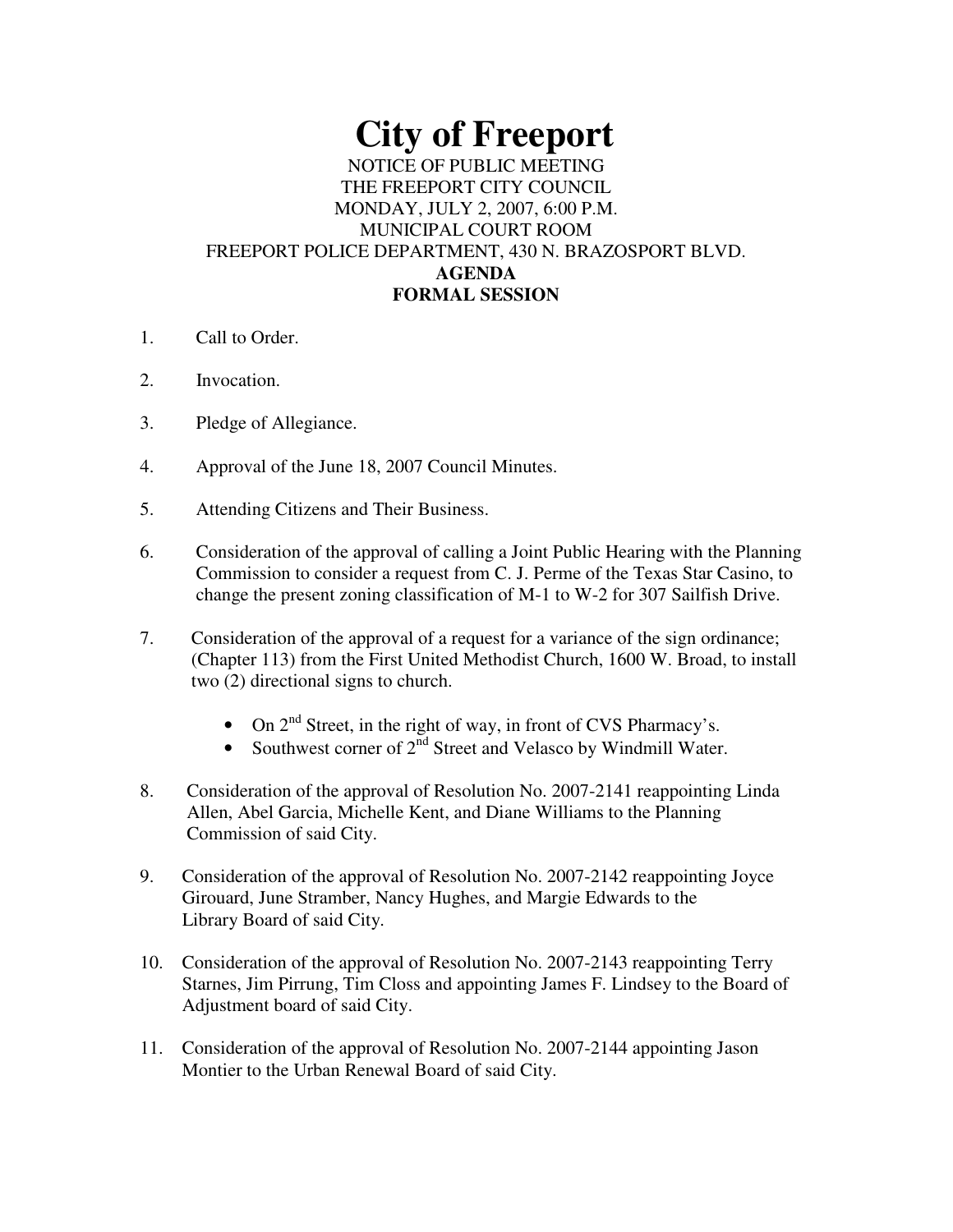# City of Freeport

NOTICE OF PUBLIC MEETING
THE FREEPORT CITY COUNCIL
MONDAY, JULY 2, 2007, 6:00 P.M.
MUNICIPAL COURT ROOM
FREEPORT POLICE DEPARTMENT, 430 N. BRAZOSPORT BLVD.

**AGENDA**
**FORMAL SESSION**

1. Call to Order.

2. Invocation.

3. Pledge of Allegiance.

4. Approval of the June 18, 2007 Council Minutes.

5. Attending Citizens and Their Business.

6. Consideration of the approval of calling a Joint Public Hearing with the Planning Commission to consider a request from C. J. Perme of the Texas Star Casino, to change the present zoning classification of M-1 to W-2 for 307 Sailfish Drive.

7. Consideration of the approval of a request for a variance of the sign ordinance; (Chapter 113) from the First United Methodist Church, 1600 W. Broad, to install two (2) directional signs to church.

   - On 2nd Street, in the right of way, in front of CVS Pharmacy's.
   - Southwest corner of 2nd Street and Velasco by Windmill Water.

8. Consideration of the approval of Resolution No. 2007-2141 reappointing Linda Allen, Abel Garcia, Michelle Kent, and Diane Williams to the Planning Commission of said City.

9. Consideration of the approval of Resolution No. 2007-2142 reappointing Joyce Girouard, June Stramber, Nancy Hughes, and Margie Edwards to the Library Board of said City.

10. Consideration of the approval of Resolution No. 2007-2143 reappointing Terry Starnes, Jim Pirrung, Tim Closs and appointing James F. Lindsey to the Board of Adjustment board of said City.

11. Consideration of the approval of Resolution No. 2007-2144 appointing Jason Montier to the Urban Renewal Board of said City.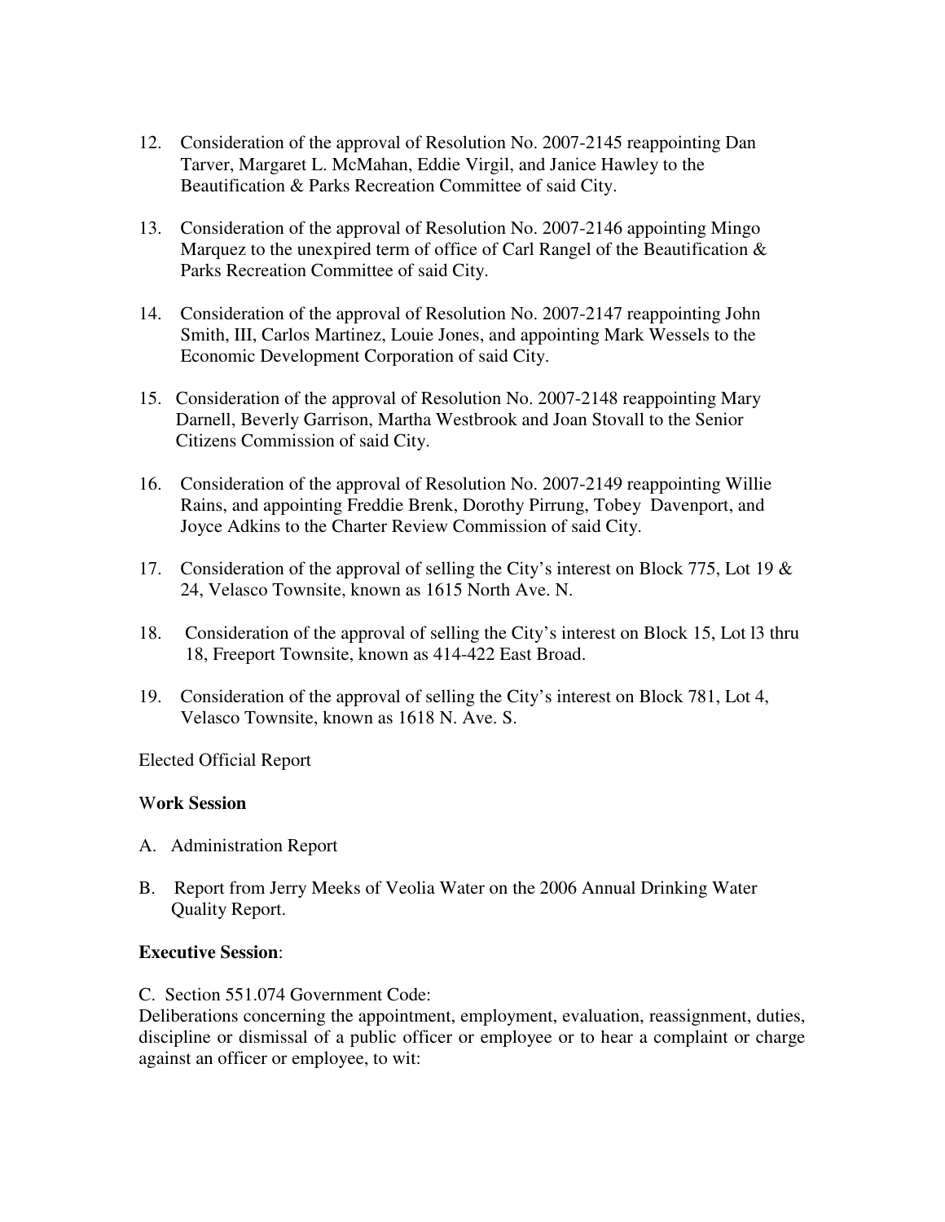12. Consideration of the approval of Resolution No. 2007-2145 reappointing Dan Tarver, Margaret L. McMahan, Eddie Virgil, and Janice Hawley to the Beautification & Parks Recreation Committee of said City.

13. Consideration of the approval of Resolution No. 2007-2146 appointing Mingo Marquez to the unexpired term of office of Carl Rangel of the Beautification & Parks Recreation Committee of said City.

14. Consideration of the approval of Resolution No. 2007-2147 reappointing John Smith, III, Carlos Martinez, Louie Jones, and appointing Mark Wessels to the Economic Development Corporation of said City.

15. Consideration of the approval of Resolution No. 2007-2148 reappointing Mary Darnell, Beverly Garrison, Martha Westbrook and Joan Stovall to the Senior Citizens Commission of said City.

16. Consideration of the approval of Resolution No. 2007-2149 reappointing Willie Rains, and appointing Freddie Brenk, Dorothy Pirrung, Tobey Davenport, and Joyce Adkins to the Charter Review Commission of said City.

17. Consideration of the approval of selling the City's interest on Block 775, Lot 19 & 24, Velasco Townsite, known as 1615 North Ave. N.

18. Consideration of the approval of selling the City's interest on Block 15, Lot l3 thru 18, Freeport Townsite, known as 414-422 East Broad.

19. Consideration of the approval of selling the City's interest on Block 781, Lot 4, Velasco Townsite, known as 1618 N. Ave. S.

Elected Official Report

**Work Session**

A. Administration Report

B. Report from Jerry Meeks of Veolia Water on the 2006 Annual Drinking Water Quality Report.

**Executive Session**:

C. Section 551.074 Government Code:
Deliberations concerning the appointment, employment, evaluation, reassignment, duties, discipline or dismissal of a public officer or employee or to hear a complaint or charge against an officer or employee, to wit: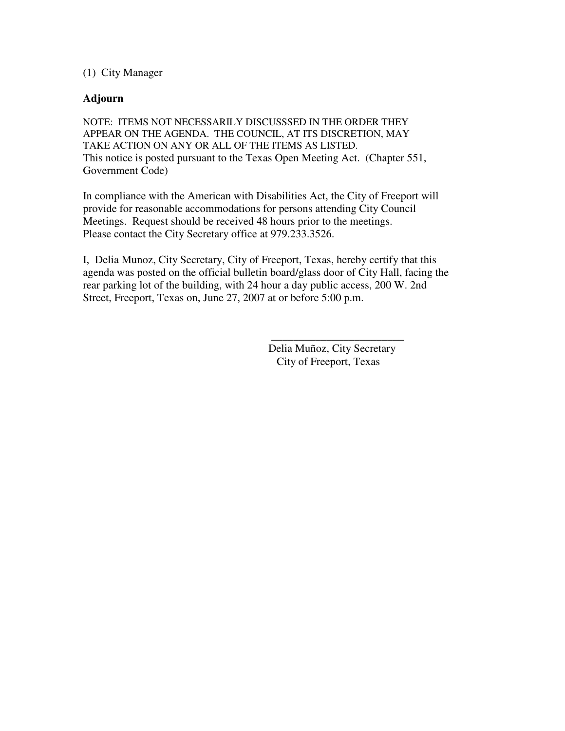(1) City Manager

**Adjourn**

NOTE: ITEMS NOT NECESSARILY DISCUSSSED IN THE ORDER THEY APPEAR ON THE AGENDA. THE COUNCIL, AT ITS DISCRETION, MAY TAKE ACTION ON ANY OR ALL OF THE ITEMS AS LISTED.
This notice is posted pursuant to the Texas Open Meeting Act. (Chapter 551, Government Code)

In compliance with the American with Disabilities Act, the City of Freeport will provide for reasonable accommodations for persons attending City Council Meetings. Request should be received 48 hours prior to the meetings. Please contact the City Secretary office at 979.233.3526.

I, Delia Munoz, City Secretary, City of Freeport, Texas, hereby certify that this agenda was posted on the official bulletin board/glass door of City Hall, facing the rear parking lot of the building, with 24 hour a day public access, 200 W. 2nd Street, Freeport, Texas on, June 27, 2007 at or before 5:00 p.m.

\_\_\_\_\_\_\_\_\_\_\_\_\_\_\_\_\_\_\_\_\_\_\_\_

Delia Muñoz, City Secretary
City of Freeport, Texas